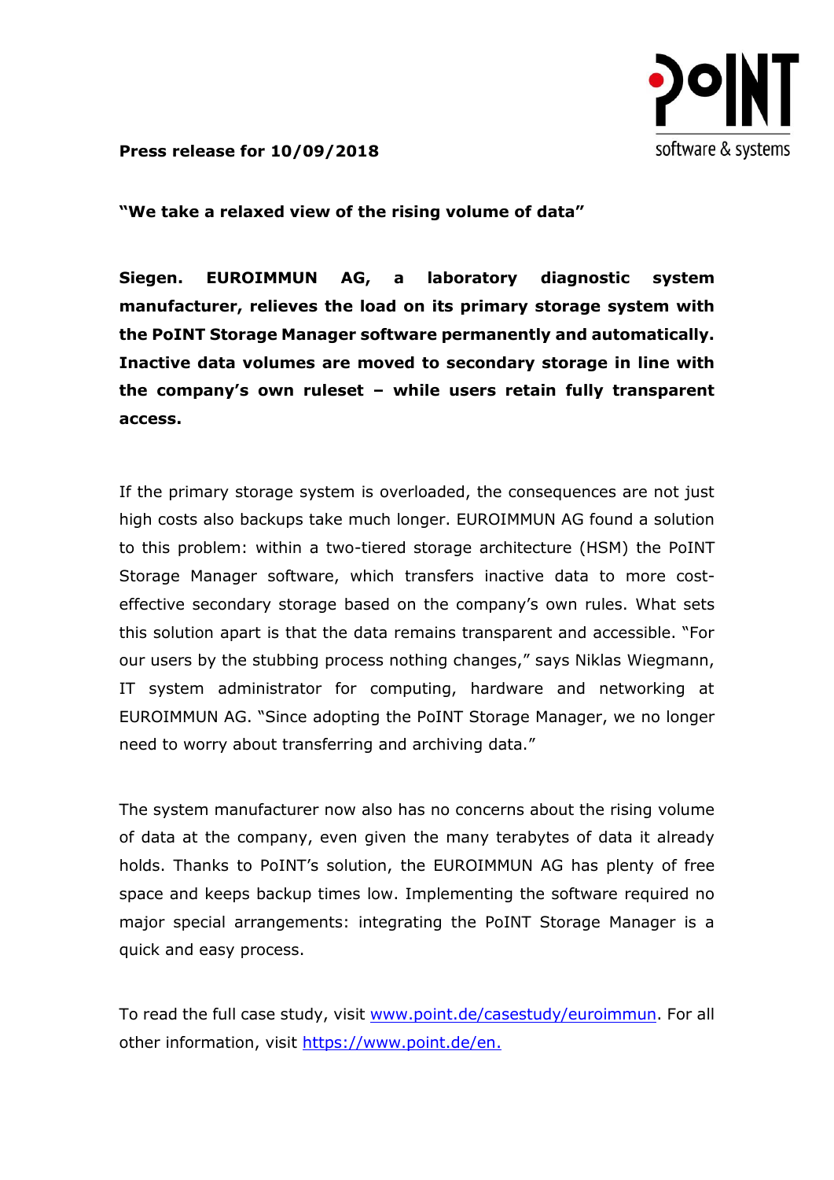**Press release for 10/09/2018**

**"We take a relaxed view of the rising volume of data"**

**Siegen. EUROIMMUN AG, a laboratory diagnostic system manufacturer, relieves the load on its primary storage system with the PoINT Storage Manager software permanently and automatically. Inactive data volumes are moved to secondary storage in line with the company's own ruleset – while users retain fully transparent access.**

If the primary storage system is overloaded, the consequences are not just high costs also backups take much longer. EUROIMMUN AG found a solution to this problem: within a two-tiered storage architecture (HSM) the PoINT Storage Manager software, which transfers inactive data to more cost-effective secondary storage based on the company's own rules. What sets this solution apart is that the data remains transparent and accessible. "For our users by the stubbing process nothing changes," says Niklas Wiegmann, IT system administrator for computing, hardware and networking at EUROIMMUN AG. "Since adopting the PoINT Storage Manager, we no longer need to worry about transferring and archiving data."

The system manufacturer now also has no concerns about the rising volume of data at the company, even given the many terabytes of data it already holds. Thanks to PoINT's solution, the EUROIMMUN AG has plenty of free space and keeps backup times low. Implementing the software required no major special arrangements: integrating the PoINT Storage Manager is a quick and easy process.

To read the full case study, visit [www.point.de/casestudy/euroimmun](www.point.de/casestudy/euroimmun). For all other information, visit [https://www.point.de/en.](https://www.point.de/en)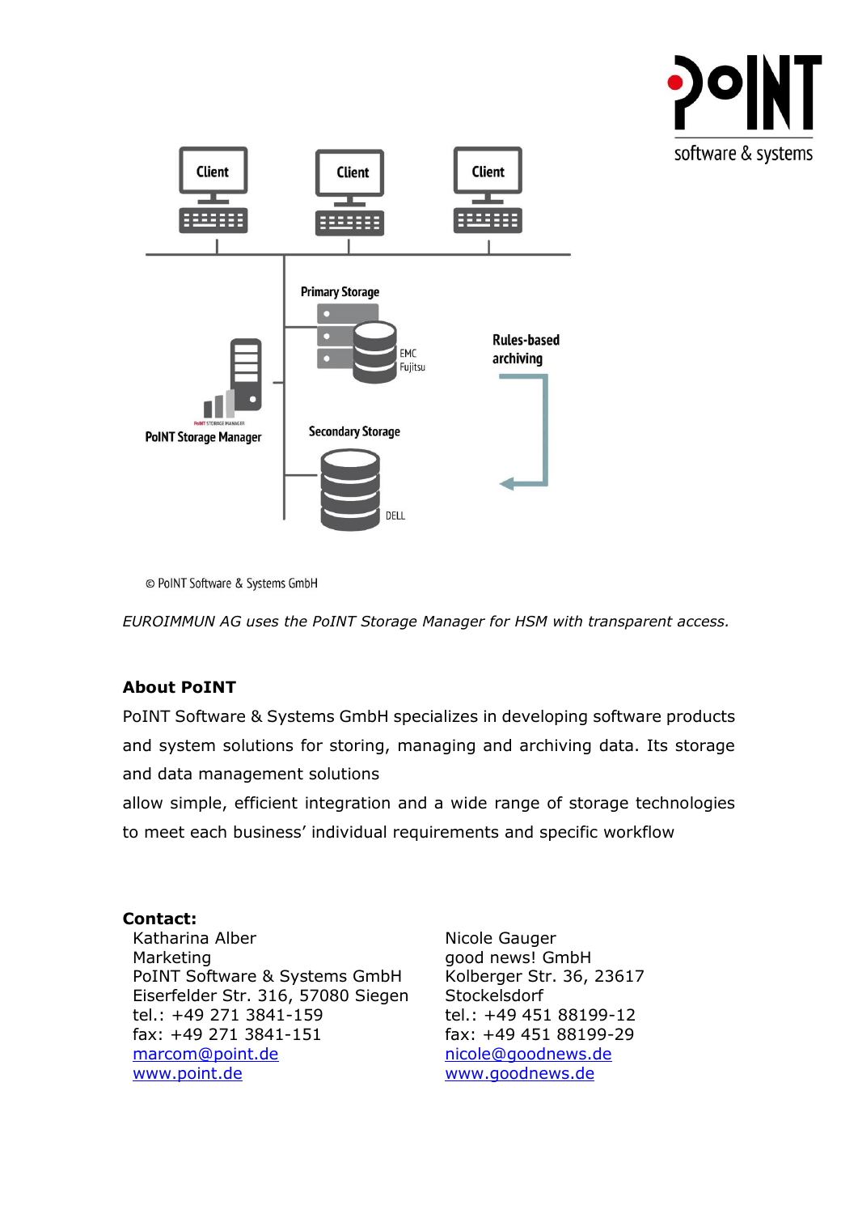© PoINT Software & Systems GmbH

*EUROIMMUN AG uses the PoINT Storage Manager for HSM with transparent access.*

**About PoINT**

PoINT Software & Systems GmbH specializes in developing software products and system solutions for storing, managing and archiving data. Its storage and data management solutions
allow simple, efficient integration and a wide range of storage technologies to meet each business' individual requirements and specific workflow

**Contact:**

Katharina Alber
Marketing
PoINT Software & Systems GmbH
Eiserfelder Str. 316, 57080 Siegen
tel.: +49 271 3841-159
fax: +49 271 3841-151
[marcom@point.de](mailto:marcom@point.de)
[www.point.de](http://www.point.de)

Nicole Gauger
good news! GmbH
Kolberger Str. 36, 23617 Stockelsdorf
tel.: +49 451 88199-12
fax: +49 451 88199-29
[nicole@goodnews.de](mailto:nicole@goodnews.de)
[www.goodnews.de](http://www.goodnews.de)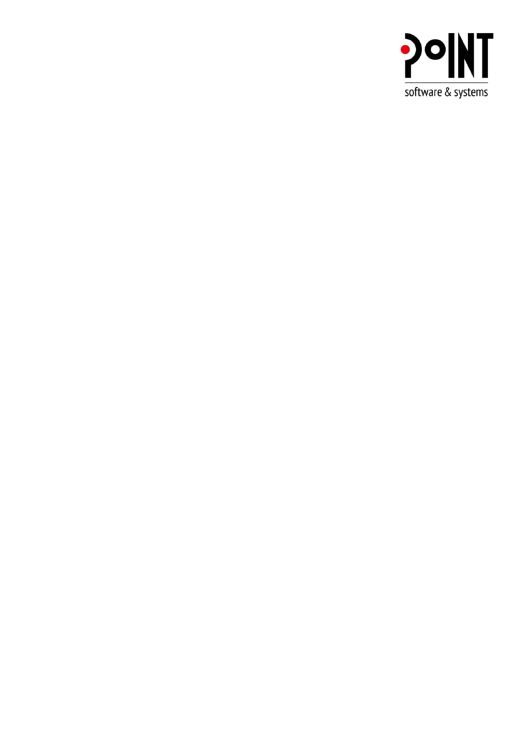POINT

software & systems